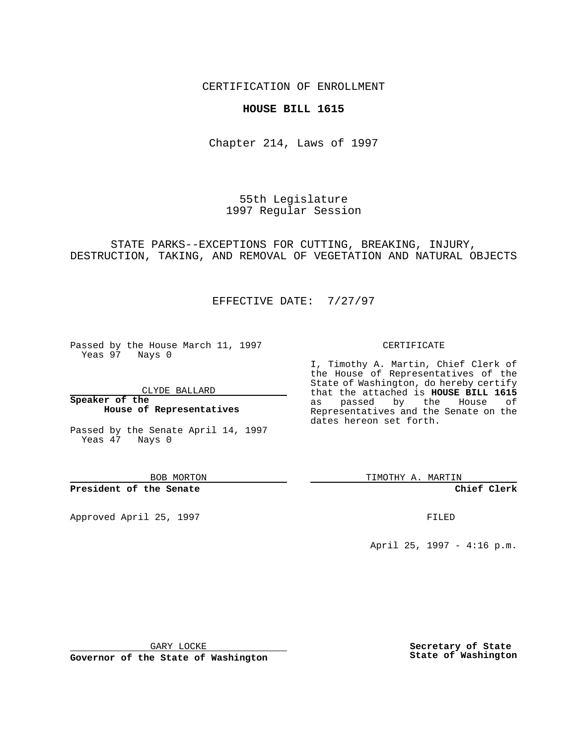CERTIFICATION OF ENROLLMENT

**HOUSE BILL 1615**

Chapter 214, Laws of 1997

55th Legislature
1997 Regular Session

STATE PARKS--EXCEPTIONS FOR CUTTING, BREAKING, INJURY, DESTRUCTION, TAKING, AND REMOVAL OF VEGETATION AND NATURAL OBJECTS

EFFECTIVE DATE: 7/27/97

Passed by the House March 11, 1997
Yeas 97 Nays 0

CLYDE BALLARD

**Speaker of the House of Representatives**

Passed by the Senate April 14, 1997
Yeas 47 Nays 0

BOB MORTON

**President of the Senate**

Approved April 25, 1997

GARY LOCKE

**Governor of the State of Washington**

CERTIFICATE

I, Timothy A. Martin, Chief Clerk of the House of Representatives of the State of Washington, do hereby certify that the attached is **HOUSE BILL 1615** as passed by the House of Representatives and the Senate on the dates hereon set forth.

TIMOTHY A. MARTIN

**Chief Clerk**

FILED

April 25, 1997 - 4:16 p.m.

**Secretary of State State of Washington**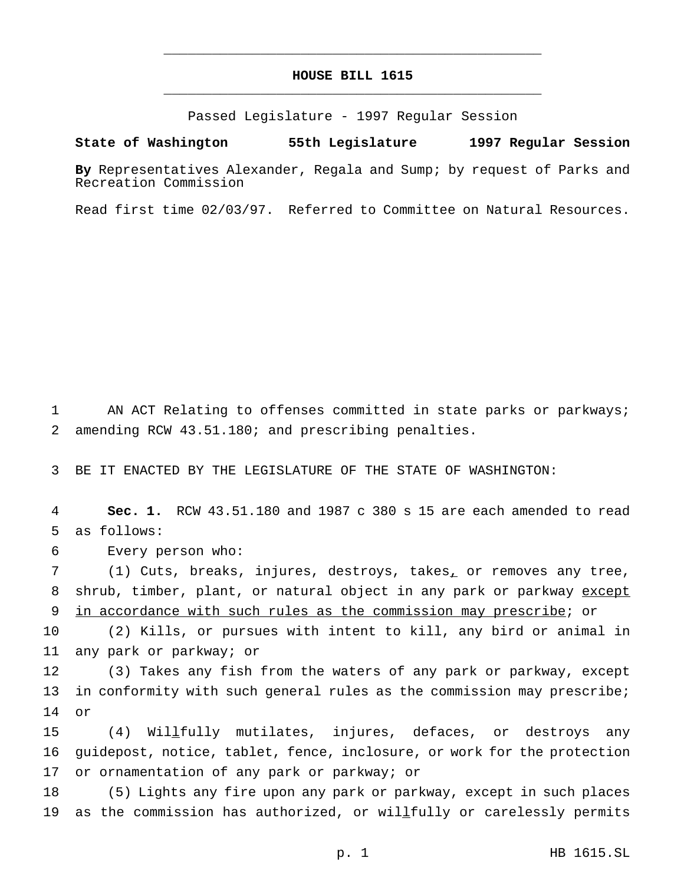# HOUSE BILL 1615

Passed Legislature - 1997 Regular Session

**State of Washington 55th Legislature 1997 Regular Session**

**By** Representatives Alexander, Regala and Sump; by request of Parks and Recreation Commission

Read first time 02/03/97. Referred to Committee on Natural Resources.

AN ACT Relating to offenses committed in state parks or parkways; amending RCW 43.51.180; and prescribing penalties.

BE IT ENACTED BY THE LEGISLATURE OF THE STATE OF WASHINGTON:

**Sec. 1.** RCW 43.51.180 and 1987 c 380 s 15 are each amended to read as follows:

Every person who:

(1) Cuts, breaks, injures, destroys, takes, or removes any tree, shrub, timber, plant, or natural object in any park or parkway except in accordance with such rules as the commission may prescribe; or

(2) Kills, or pursues with intent to kill, any bird or animal in any park or parkway; or

(3) Takes any fish from the waters of any park or parkway, except in conformity with such general rules as the commission may prescribe; or

(4) Willfully mutilates, injures, defaces, or destroys any guidepost, notice, tablet, fence, inclosure, or work for the protection or ornamentation of any park or parkway; or

(5) Lights any fire upon any park or parkway, except in such places as the commission has authorized, or willfully or carelessly permits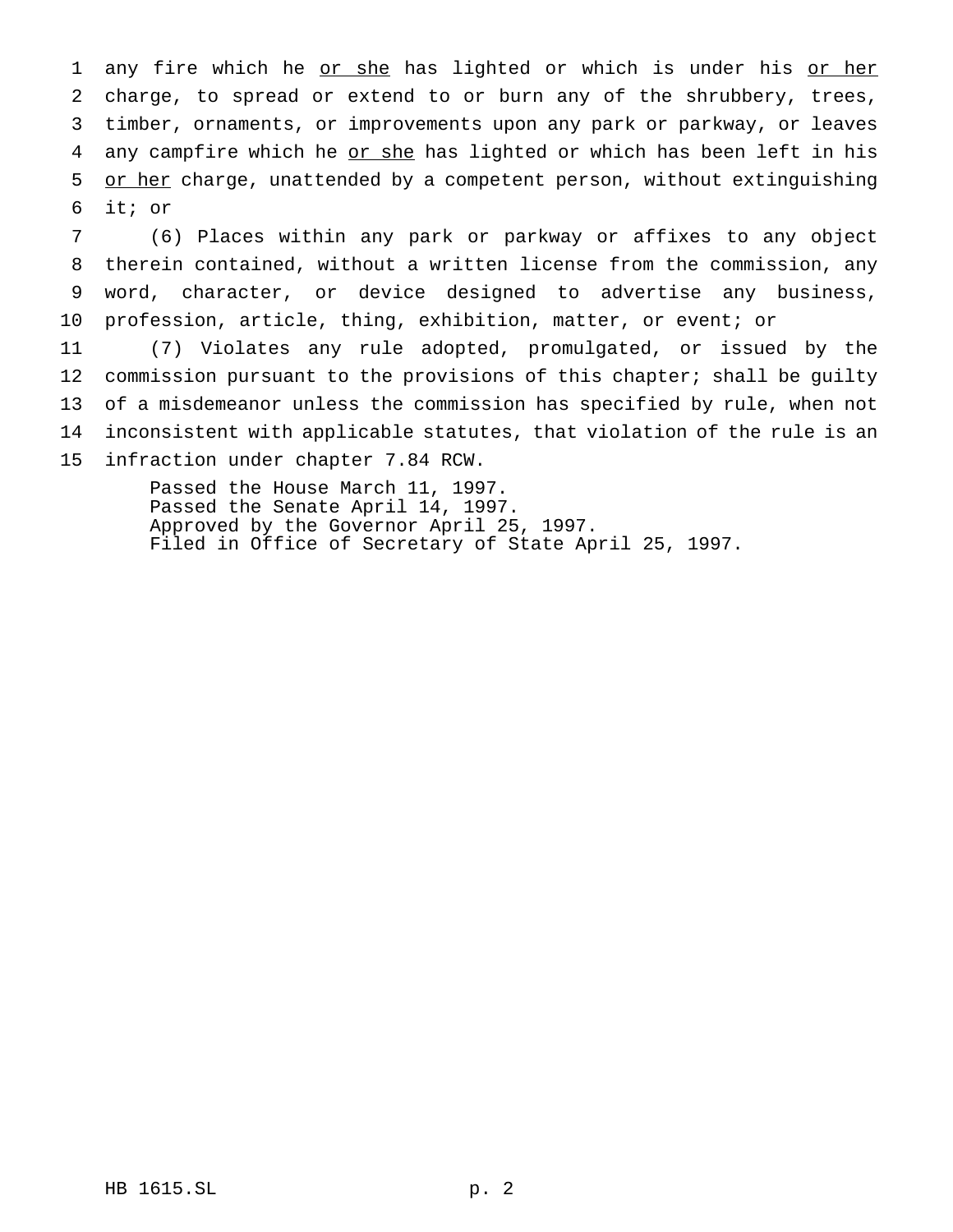any fire which he <u>or she</u> has lighted or which is under his <u>or her</u> charge, to spread or extend to or burn any of the shrubbery, trees, timber, ornaments, or improvements upon any park or parkway, or leaves any campfire which he <u>or she</u> has lighted or which has been left in his <u>or her</u> charge, unattended by a competent person, without extinguishing it; or

(6) Places within any park or parkway or affixes to any object therein contained, without a written license from the commission, any word, character, or device designed to advertise any business, profession, article, thing, exhibition, matter, or event; or

(7) Violates any rule adopted, promulgated, or issued by the commission pursuant to the provisions of this chapter; shall be guilty of a misdemeanor unless the commission has specified by rule, when not inconsistent with applicable statutes, that violation of the rule is an infraction under chapter 7.84 RCW.

Passed the House March 11, 1997.
Passed the Senate April 14, 1997.
Approved by the Governor April 25, 1997.
Filed in Office of Secretary of State April 25, 1997.